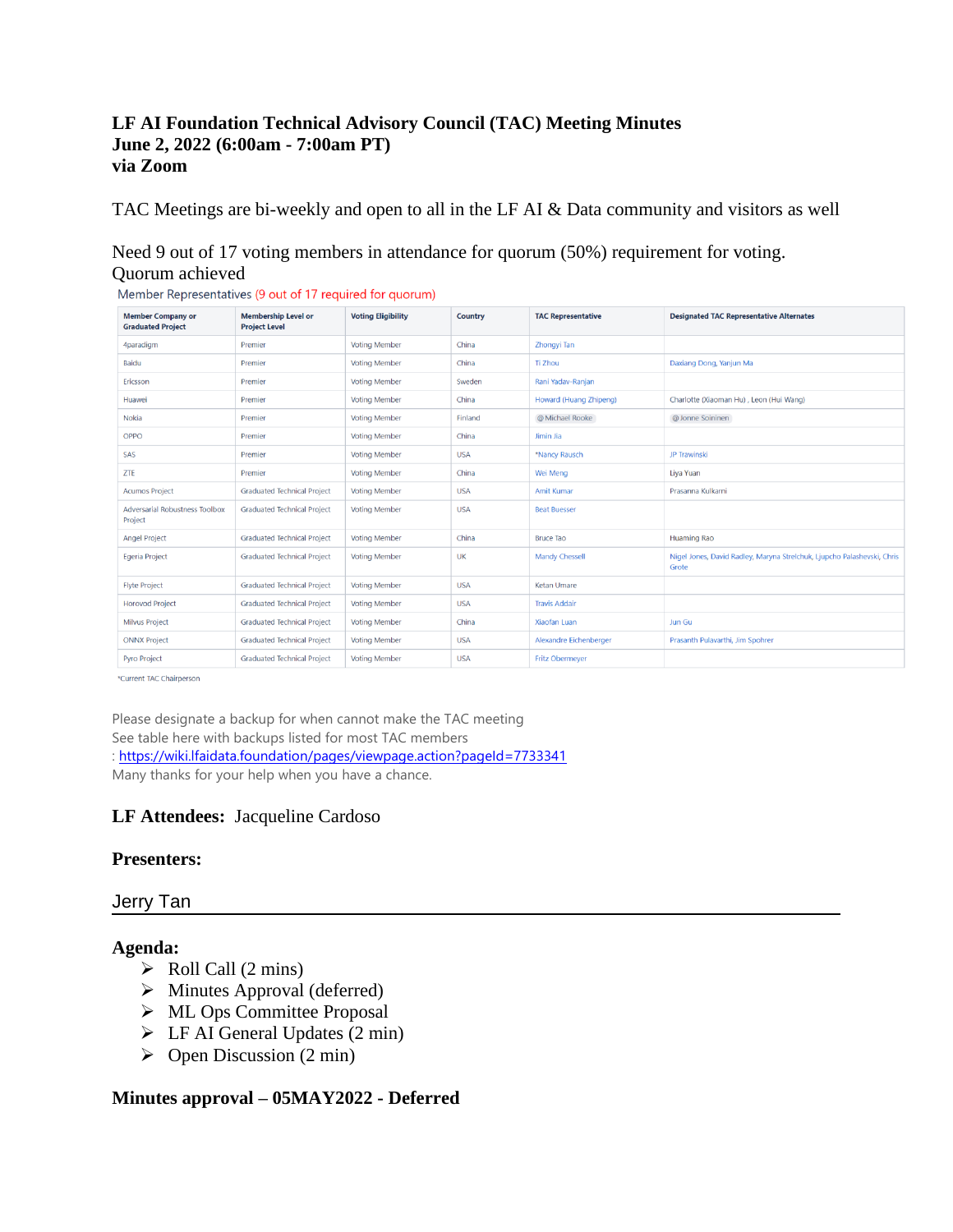# LF AI Foundation Technical Advisory Council (TAC) Meeting Minutes
# June 2, 2022 (6:00am - 7:00am PT)
# via Zoom

TAC Meetings are bi-weekly and open to all in the LF AI & Data community and visitors as well

Need 9 out of 17 voting members in attendance for quorum (50%) requirement for voting.
Quorum achieved

Member Representatives (9 out of 17 required for quorum)

| Member Company or Graduated Project | Membership Level or Project Level | Voting Eligibility | Country | TAC Representative | Designated TAC Representative Alternates |
|---|---|---|---|---|---|
| 4paradigm | Premier | Voting Member | China | Zhongyi Tan | |
| Baidu | Premier | Voting Member | China | Ti Zhou | Daxiang Dong, Yanjun Ma |
| Ericsson | Premier | Voting Member | Sweden | Rani Yadav-Ranjan | |
| Huawei | Premier | Voting Member | China | Howard (Huang Zhipeng) | Charlotte (Xiaoman Hu) , Leon (Hui Wang) |
| Nokia | Premier | Voting Member | Finland | @Michael Rooke | @Jonne Soininen |
| OPPO | Premier | Voting Member | China | Jimin Jia | |
| SAS | Premier | Voting Member | USA | *Nancy Rausch | JP Trawinski |
| ZTE | Premier | Voting Member | China | Wei Meng | Liya Yuan |
| Acumos Project | Graduated Technical Project | Voting Member | USA | Amit Kumar | Prasanna Kulkarni |
| Adversarial Robustness Toolbox Project | Graduated Technical Project | Voting Member | USA | Beat Buesser | |
| Angel Project | Graduated Technical Project | Voting Member | China | Bruce Tao | Huaming Rao |
| Egeria Project | Graduated Technical Project | Voting Member | UK | Mandy Chessell | Nigel Jones, David Radley, Maryna Strelchuk, Ljupcho Palashevski, Chris Grote |
| Flyte Project | Graduated Technical Project | Voting Member | USA | Ketan Umare | |
| Horovod Project | Graduated Technical Project | Voting Member | USA | Travis Addair | |
| Milvus Project | Graduated Technical Project | Voting Member | China | Xiaofan Luan | Jun Gu |
| ONNX Project | Graduated Technical Project | Voting Member | USA | Alexandre Eichenberger | Prasanth Pulavarthi, Jim Spohrer |
| Pyro Project | Graduated Technical Project | Voting Member | USA | Fritz Obermeyer | |

*Current TAC Chairperson

Please designate a backup for when cannot make the TAC meeting
See table here with backups listed for most TAC members
: https://wiki.lfaidata.foundation/pages/viewpage.action?pageId=7733341
Many thanks for your help when you have a chance.

**LF Attendees:** Jacqueline Cardoso

**Presenters:**

Jerry Tan

**Agenda:**

- Roll Call (2 mins)
- Minutes Approval (deferred)
- ML Ops Committee Proposal
- LF AI General Updates (2 min)
- Open Discussion (2 min)

## Minutes approval – 05MAY2022 - Deferred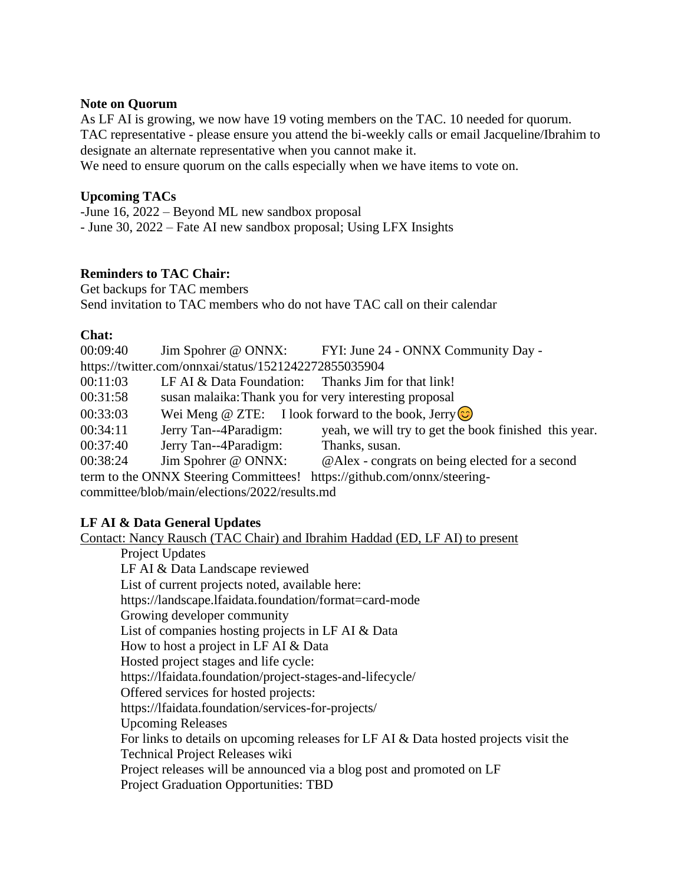**Note on Quorum**

As LF AI is growing, we now have 19 voting members on the TAC. 10 needed for quorum.
TAC representative - please ensure you attend the bi-weekly calls or email Jacqueline/Ibrahim to designate an alternate representative when you cannot make it.
We need to ensure quorum on the calls especially when we have items to vote on.

**Upcoming TACs**

-June 16, 2022 – Beyond ML new sandbox proposal
- June 30, 2022 – Fate AI new sandbox proposal; Using LFX Insights

**Reminders to TAC Chair:**

Get backups for TAC members
Send invitation to TAC members who do not have TAC call on their calendar

**Chat:**

00:09:40 Jim Spohrer @ ONNX: FYI: June 24 - ONNX Community Day - https://twitter.com/onnxai/status/1521242272855035904
00:11:03 LF AI & Data Foundation: Thanks Jim for that link!
00:31:58 susan malaika: Thank you for very interesting proposal
00:33:03 Wei Meng @ ZTE: I look forward to the book, Jerry😊
00:34:11 Jerry Tan--4Paradigm: yeah, we will try to get the book finished this year.
00:37:40 Jerry Tan--4Paradigm: Thanks, susan.
00:38:24 Jim Spohrer @ ONNX: @Alex - congrats on being elected for a second term to the ONNX Steering Committees! https://github.com/onnx/steering-committee/blob/main/elections/2022/results.md

**LF AI & Data General Updates**

Contact: Nancy Rausch (TAC Chair) and Ibrahim Haddad (ED, LF AI) to present

- Project Updates
- LF AI & Data Landscape reviewed
- List of current projects noted, available here: https://landscape.lfaidata.foundation/format=card-mode
- Growing developer community
- List of companies hosting projects in LF AI & Data
- How to host a project in LF AI & Data
- Hosted project stages and life cycle: https://lfaidata.foundation/project-stages-and-lifecycle/
- Offered services for hosted projects: https://lfaidata.foundation/services-for-projects/
- Upcoming Releases
- For links to details on upcoming releases for LF AI & Data hosted projects visit the Technical Project Releases wiki
- Project releases will be announced via a blog post and promoted on LF
- Project Graduation Opportunities: TBD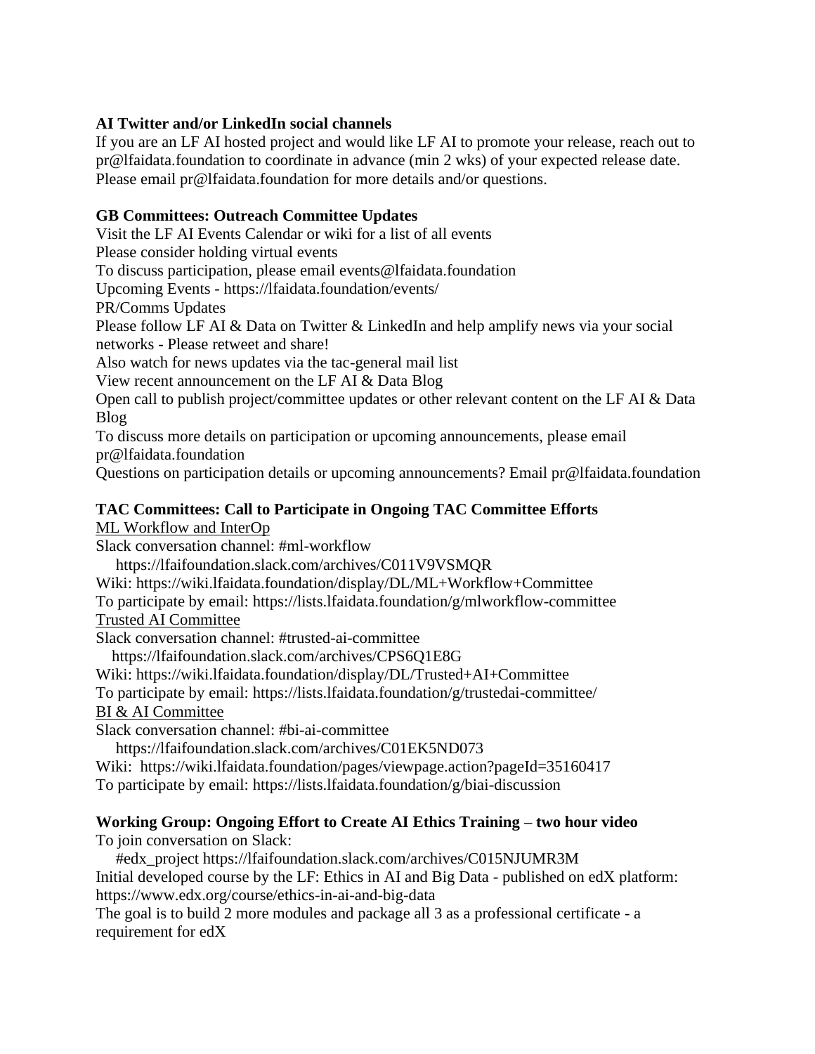**AI Twitter and/or LinkedIn social channels**

If you are an LF AI hosted project and would like LF AI to promote your release, reach out to pr@lfaidata.foundation to coordinate in advance (min 2 wks) of your expected release date. Please email pr@lfaidata.foundation for more details and/or questions.

**GB Committees: Outreach Committee Updates**

Visit the LF AI Events Calendar or wiki for a list of all events

Please consider holding virtual events

To discuss participation, please email events@lfaidata.foundation

Upcoming Events - https://lfaidata.foundation/events/

PR/Comms Updates

Please follow LF AI & Data on Twitter & LinkedIn and help amplify news via your social networks - Please retweet and share!

Also watch for news updates via the tac-general mail list

View recent announcement on the LF AI & Data Blog

Open call to publish project/committee updates or other relevant content on the LF AI & Data Blog

To discuss more details on participation or upcoming announcements, please email pr@lfaidata.foundation

Questions on participation details or upcoming announcements? Email pr@lfaidata.foundation

**TAC Committees: Call to Participate in Ongoing TAC Committee Efforts**

<u>ML Workflow and InterOp</u>

Slack conversation channel: #ml-workflow
    https://lfaifoundation.slack.com/archives/C011V9VSMQR

Wiki: https://wiki.lfaidata.foundation/display/DL/ML+Workflow+Committee

To participate by email: https://lists.lfaidata.foundation/g/mlworkflow-committee

<u>Trusted AI Committee</u>

Slack conversation channel: #trusted-ai-committee
    https://lfaifoundation.slack.com/archives/CPS6Q1E8G

Wiki: https://wiki.lfaidata.foundation/display/DL/Trusted+AI+Committee

To participate by email: https://lists.lfaidata.foundation/g/trustedai-committee/

<u>BI & AI Committee</u>

Slack conversation channel: #bi-ai-committee
    https://lfaifoundation.slack.com/archives/C01EK5ND073

Wiki: https://wiki.lfaidata.foundation/pages/viewpage.action?pageId=35160417

To participate by email: https://lists.lfaidata.foundation/g/biai-discussion

**Working Group: Ongoing Effort to Create AI Ethics Training – two hour video**

To join conversation on Slack:
    #edx_project https://lfaifoundation.slack.com/archives/C015NJUMR3M

Initial developed course by the LF: Ethics in AI and Big Data - published on edX platform: https://www.edx.org/course/ethics-in-ai-and-big-data

The goal is to build 2 more modules and package all 3 as a professional certificate - a requirement for edX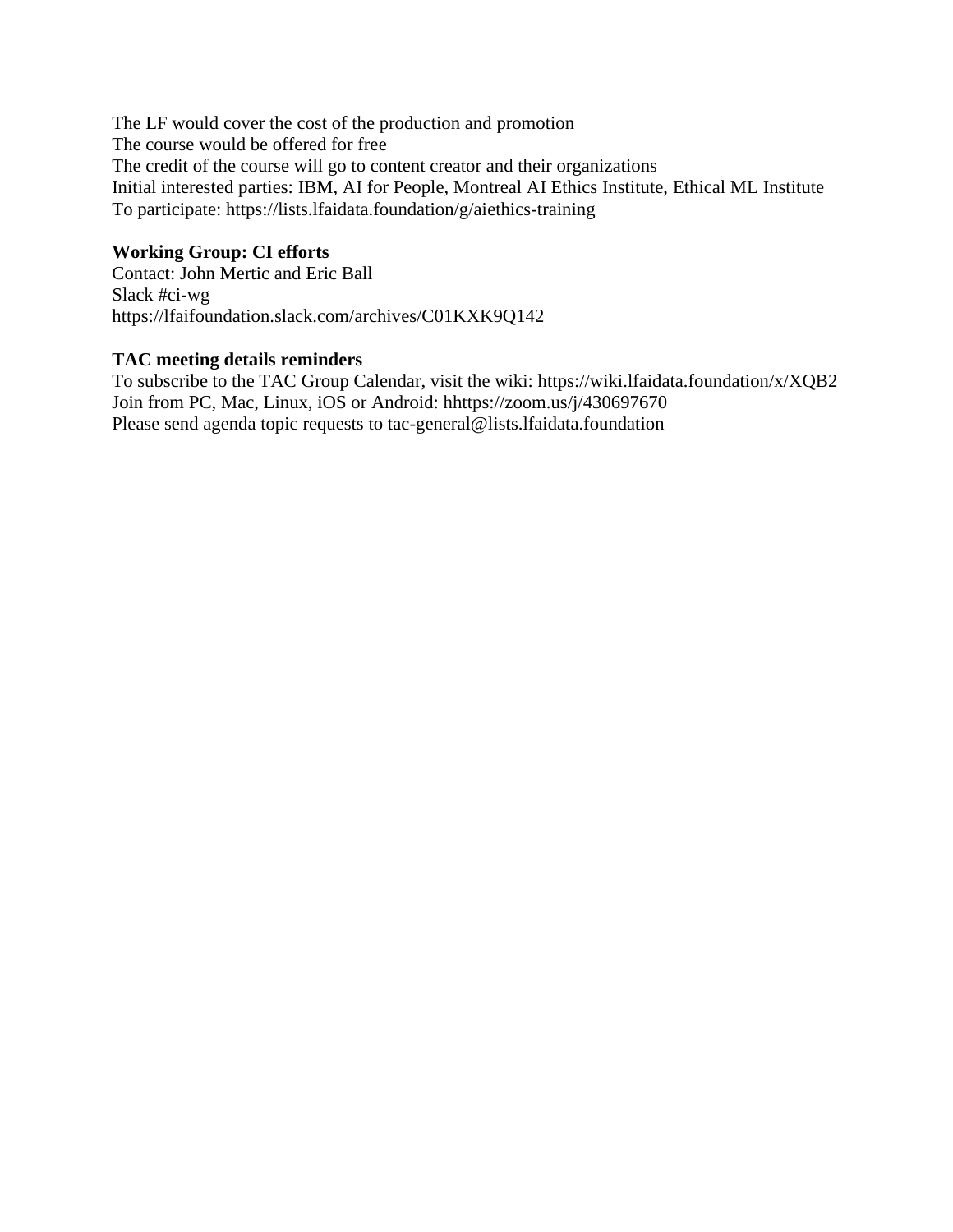The LF would cover the cost of the production and promotion
The course would be offered for free
The credit of the course will go to content creator and their organizations
Initial interested parties: IBM, AI for People, Montreal AI Ethics Institute, Ethical ML Institute
To participate: https://lists.lfaidata.foundation/g/aiethics-training

**Working Group: CI efforts**
Contact: John Mertic and Eric Ball
Slack #ci-wg
https://lfaifoundation.slack.com/archives/C01KXK9Q142

**TAC meeting details reminders**
To subscribe to the TAC Group Calendar, visit the wiki: https://wiki.lfaidata.foundation/x/XQB2
Join from PC, Mac, Linux, iOS or Android: hhttps://zoom.us/j/430697670
Please send agenda topic requests to tac-general@lists.lfaidata.foundation